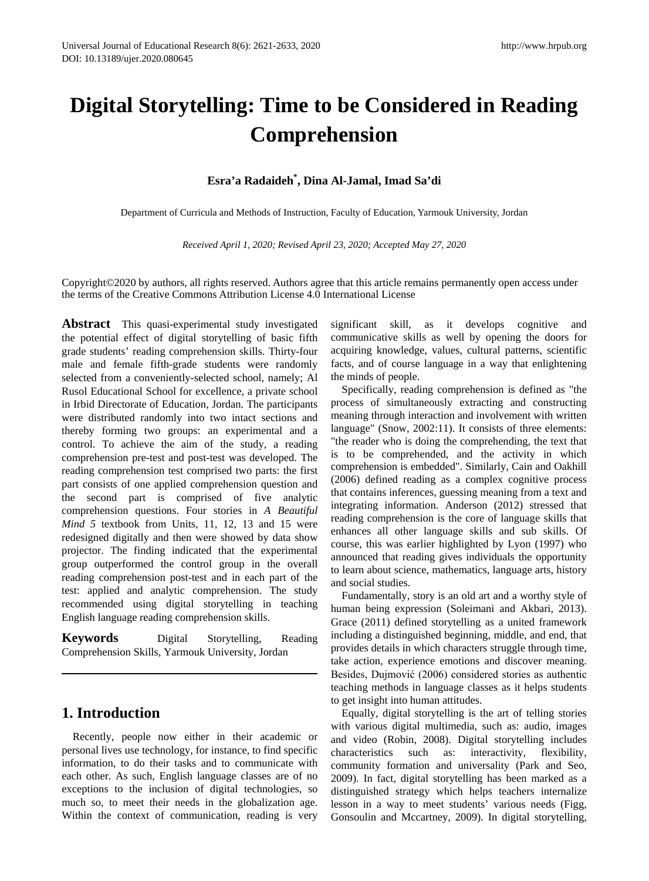# Digital Storytelling: Time to be Considered in Reading Comprehension

**Esra'a Radaideh[*], Dina Al-Jamal, Imad Sa'di**

Department of Curricula and Methods of Instruction, Faculty of Education, Yarmouk University, Jordan

*Received April 1, 2020; Revised April 23, 2020; Accepted May 27, 2020*

Copyright©2020 by authors, all rights reserved. Authors agree that this article remains permanently open access under the terms of the Creative Commons Attribution License 4.0 International License

**Abstract** This quasi-experimental study investigated the potential effect of digital storytelling of basic fifth grade students' reading comprehension skills. Thirty-four male and female fifth-grade students were randomly selected from a conveniently-selected school, namely; Al Rusol Educational School for excellence, a private school in Irbid Directorate of Education, Jordan. The participants were distributed randomly into two intact sections and thereby forming two groups: an experimental and a control. To achieve the aim of the study, a reading comprehension pre-test and post-test was developed. The reading comprehension test comprised two parts: the first part consists of one applied comprehension question and the second part is comprised of five analytic comprehension questions. Four stories in *A Beautiful Mind 5* textbook from Units, 11, 12, 13 and 15 were redesigned digitally and then were showed by data show projector. The finding indicated that the experimental group outperformed the control group in the overall reading comprehension post-test and in each part of the test: applied and analytic comprehension. The study recommended using digital storytelling in teaching English language reading comprehension skills.

**Keywords** Digital Storytelling, Reading Comprehension Skills, Yarmouk University, Jordan

## 1. Introduction

Recently, people now either in their academic or personal lives use technology, for instance, to find specific information, to do their tasks and to communicate with each other. As such, English language classes are of no exceptions to the inclusion of digital technologies, so much so, to meet their needs in the globalization age. Within the context of communication, reading is very significant skill, as it develops cognitive and communicative skills as well by opening the doors for acquiring knowledge, values, cultural patterns, scientific facts, and of course language in a way that enlightening the minds of people.

Specifically, reading comprehension is defined as "the process of simultaneously extracting and constructing meaning through interaction and involvement with written language" (Snow, 2002:11). It consists of three elements: "the reader who is doing the comprehending, the text that is to be comprehended, and the activity in which comprehension is embedded". Similarly, Cain and Oakhill (2006) defined reading as a complex cognitive process that contains inferences, guessing meaning from a text and integrating information. Anderson (2012) stressed that reading comprehension is the core of language skills that enhances all other language skills and sub skills. Of course, this was earlier highlighted by Lyon (1997) who announced that reading gives individuals the opportunity to learn about science, mathematics, language arts, history and social studies.

Fundamentally, story is an old art and a worthy style of human being expression (Soleimani and Akbari, 2013). Grace (2011) defined storytelling as a united framework including a distinguished beginning, middle, and end, that provides details in which characters struggle through time, take action, experience emotions and discover meaning. Besides, Dujmović (2006) considered stories as authentic teaching methods in language classes as it helps students to get insight into human attitudes.

Equally, digital storytelling is the art of telling stories with various digital multimedia, such as: audio, images and video (Robin, 2008). Digital storytelling includes characteristics such as: interactivity, flexibility, community formation and universality (Park and Seo, 2009). In fact, digital storytelling has been marked as a distinguished strategy which helps teachers internalize lesson in a way to meet students' various needs (Figg, Gonsoulin and Mccartney, 2009). In digital storytelling,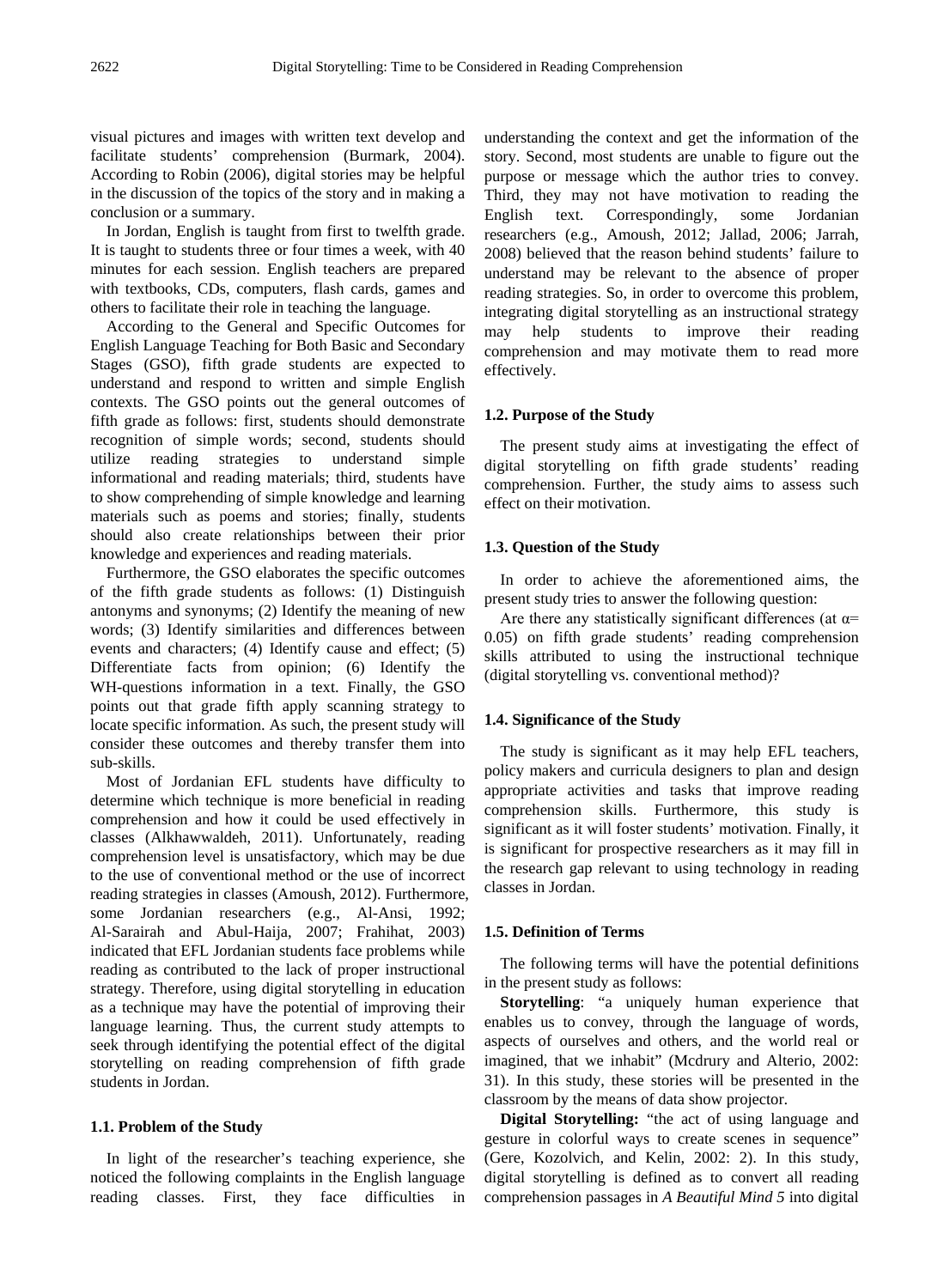visual pictures and images with written text develop and facilitate students' comprehension (Burmark, 2004). According to Robin (2006), digital stories may be helpful in the discussion of the topics of the story and in making a conclusion or a summary.

In Jordan, English is taught from first to twelfth grade. It is taught to students three or four times a week, with 40 minutes for each session. English teachers are prepared with textbooks, CDs, computers, flash cards, games and others to facilitate their role in teaching the language.

According to the General and Specific Outcomes for English Language Teaching for Both Basic and Secondary Stages (GSO), fifth grade students are expected to understand and respond to written and simple English contexts. The GSO points out the general outcomes of fifth grade as follows: first, students should demonstrate recognition of simple words; second, students should utilize reading strategies to understand simple informational and reading materials; third, students have to show comprehending of simple knowledge and learning materials such as poems and stories; finally, students should also create relationships between their prior knowledge and experiences and reading materials.

Furthermore, the GSO elaborates the specific outcomes of the fifth grade students as follows: (1) Distinguish antonyms and synonyms; (2) Identify the meaning of new words; (3) Identify similarities and differences between events and characters; (4) Identify cause and effect; (5) Differentiate facts from opinion; (6) Identify the WH-questions information in a text. Finally, the GSO points out that grade fifth apply scanning strategy to locate specific information. As such, the present study will consider these outcomes and thereby transfer them into sub-skills.

Most of Jordanian EFL students have difficulty to determine which technique is more beneficial in reading comprehension and how it could be used effectively in classes (Alkhawwaldeh, 2011). Unfortunately, reading comprehension level is unsatisfactory, which may be due to the use of conventional method or the use of incorrect reading strategies in classes (Amoush, 2012). Furthermore, some Jordanian researchers (e.g., Al-Ansi, 1992; Al-Sarairah and Abul-Haija, 2007; Frahihat, 2003) indicated that EFL Jordanian students face problems while reading as contributed to the lack of proper instructional strategy. Therefore, using digital storytelling in education as a technique may have the potential of improving their language learning. Thus, the current study attempts to seek through identifying the potential effect of the digital storytelling on reading comprehension of fifth grade students in Jordan.

### 1.1. Problem of the Study

In light of the researcher's teaching experience, she noticed the following complaints in the English language reading classes. First, they face difficulties in understanding the context and get the information of the story. Second, most students are unable to figure out the purpose or message which the author tries to convey. Third, they may not have motivation to reading the English text. Correspondingly, some Jordanian researchers (e.g., Amoush, 2012; Jallad, 2006; Jarrah, 2008) believed that the reason behind students' failure to understand may be relevant to the absence of proper reading strategies. So, in order to overcome this problem, integrating digital storytelling as an instructional strategy may help students to improve their reading comprehension and may motivate them to read more effectively.

### 1.2. Purpose of the Study

The present study aims at investigating the effect of digital storytelling on fifth grade students' reading comprehension. Further, the study aims to assess such effect on their motivation.

### 1.3. Question of the Study

In order to achieve the aforementioned aims, the present study tries to answer the following question:

Are there any statistically significant differences (at $\alpha = 0.05$) on fifth grade students' reading comprehension skills attributed to using the instructional technique (digital storytelling vs. conventional method)?

### 1.4. Significance of the Study

The study is significant as it may help EFL teachers, policy makers and curricula designers to plan and design appropriate activities and tasks that improve reading comprehension skills. Furthermore, this study is significant as it will foster students' motivation. Finally, it is significant for prospective researchers as it may fill in the research gap relevant to using technology in reading classes in Jordan.

### 1.5. Definition of Terms

The following terms will have the potential definitions in the present study as follows:

**Storytelling**: "a uniquely human experience that enables us to convey, through the language of words, aspects of ourselves and others, and the world real or imagined, that we inhabit" (Mcdrury and Alterio, 2002: 31). In this study, these stories will be presented in the classroom by the means of data show projector.

**Digital Storytelling:** "the act of using language and gesture in colorful ways to create scenes in sequence" (Gere, Kozolvich, and Kelin, 2002: 2). In this study, digital storytelling is defined as to convert all reading comprehension passages in *A Beautiful Mind 5* into digital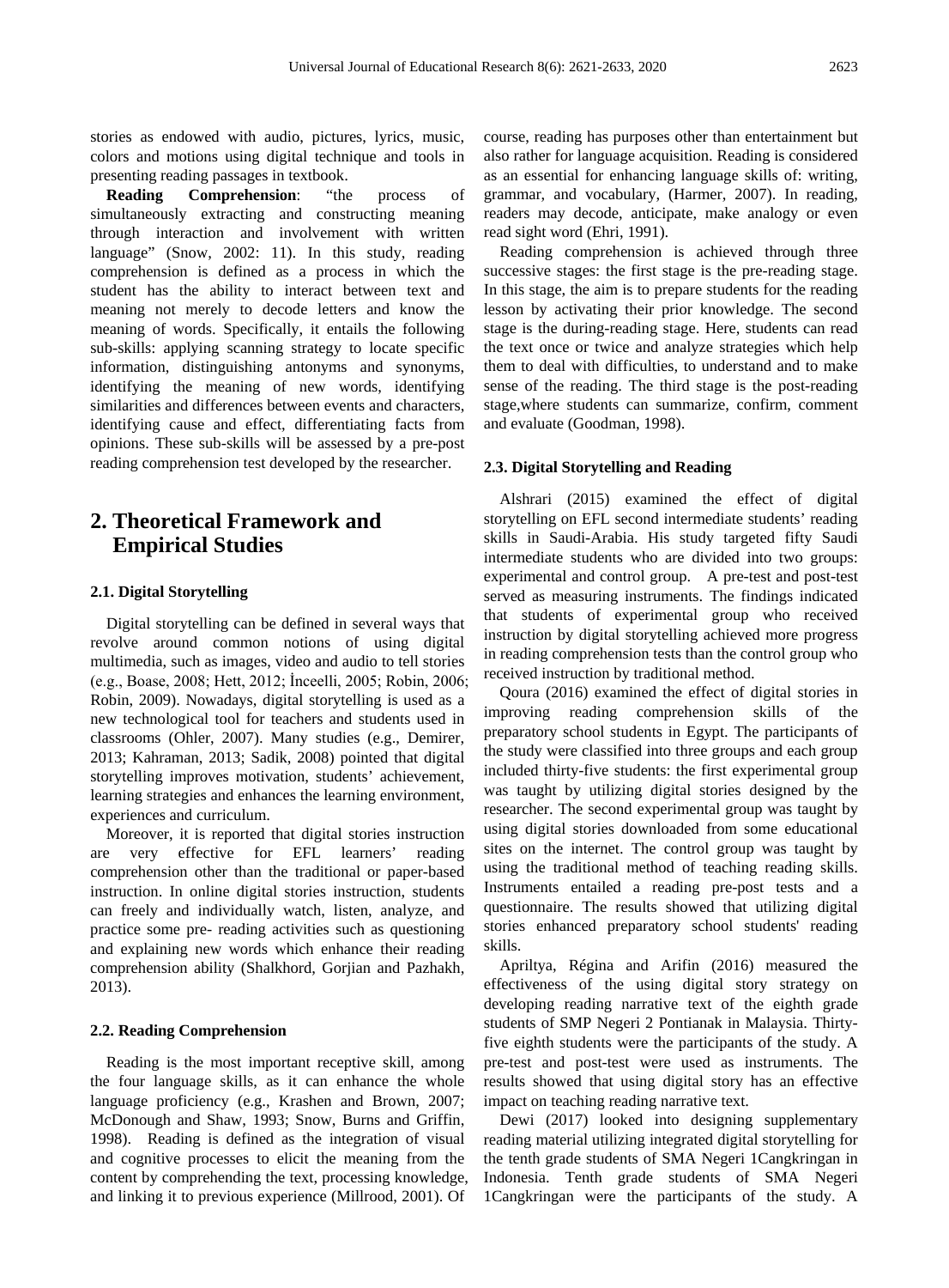stories as endowed with audio, pictures, lyrics, music, colors and motions using digital technique and tools in presenting reading passages in textbook.

**Reading Comprehension**: "the process of simultaneously extracting and constructing meaning through interaction and involvement with written language" (Snow, 2002: 11). In this study, reading comprehension is defined as a process in which the student has the ability to interact between text and meaning not merely to decode letters and know the meaning of words. Specifically, it entails the following sub-skills: applying scanning strategy to locate specific information, distinguishing antonyms and synonyms, identifying the meaning of new words, identifying similarities and differences between events and characters, identifying cause and effect, differentiating facts from opinions. These sub-skills will be assessed by a pre-post reading comprehension test developed by the researcher.

# 2. Theoretical Framework and Empirical Studies

### 2.1. Digital Storytelling

Digital storytelling can be defined in several ways that revolve around common notions of using digital multimedia, such as images, video and audio to tell stories (e.g., Boase, 2008; Hett, 2012; İnceelli, 2005; Robin, 2006; Robin, 2009). Nowadays, digital storytelling is used as a new technological tool for teachers and students used in classrooms (Ohler, 2007). Many studies (e.g., Demirer, 2013; Kahraman, 2013; Sadik, 2008) pointed that digital storytelling improves motivation, students' achievement, learning strategies and enhances the learning environment, experiences and curriculum.

Moreover, it is reported that digital stories instruction are very effective for EFL learners' reading comprehension other than the traditional or paper-based instruction. In online digital stories instruction, students can freely and individually watch, listen, analyze, and practice some pre- reading activities such as questioning and explaining new words which enhance their reading comprehension ability (Shalkhord, Gorjian and Pazhakh, 2013).

### 2.2. Reading Comprehension

Reading is the most important receptive skill, among the four language skills, as it can enhance the whole language proficiency (e.g., Krashen and Brown, 2007; McDonough and Shaw, 1993; Snow, Burns and Griffin, 1998). Reading is defined as the integration of visual and cognitive processes to elicit the meaning from the content by comprehending the text, processing knowledge, and linking it to previous experience (Millrood, 2001). Of course, reading has purposes other than entertainment but also rather for language acquisition. Reading is considered as an essential for enhancing language skills of: writing, grammar, and vocabulary, (Harmer, 2007). In reading, readers may decode, anticipate, make analogy or even read sight word (Ehri, 1991).

Reading comprehension is achieved through three successive stages: the first stage is the pre-reading stage. In this stage, the aim is to prepare students for the reading lesson by activating their prior knowledge. The second stage is the during-reading stage. Here, students can read the text once or twice and analyze strategies which help them to deal with difficulties, to understand and to make sense of the reading. The third stage is the post-reading stage,where students can summarize, confirm, comment and evaluate (Goodman, 1998).

### 2.3. Digital Storytelling and Reading

Alshrari (2015) examined the effect of digital storytelling on EFL second intermediate students' reading skills in Saudi-Arabia. His study targeted fifty Saudi intermediate students who are divided into two groups: experimental and control group. A pre-test and post-test served as measuring instruments. The findings indicated that students of experimental group who received instruction by digital storytelling achieved more progress in reading comprehension tests than the control group who received instruction by traditional method.

Qoura (2016) examined the effect of digital stories in improving reading comprehension skills of the preparatory school students in Egypt. The participants of the study were classified into three groups and each group included thirty-five students: the first experimental group was taught by utilizing digital stories designed by the researcher. The second experimental group was taught by using digital stories downloaded from some educational sites on the internet. The control group was taught by using the traditional method of teaching reading skills. Instruments entailed a reading pre-post tests and a questionnaire. The results showed that utilizing digital stories enhanced preparatory school students' reading skills.

Apriltya, Régina and Arifin (2016) measured the effectiveness of the using digital story strategy on developing reading narrative text of the eighth grade students of SMP Negeri 2 Pontianak in Malaysia. Thirty-five eighth students were the participants of the study. A pre-test and post-test were used as instruments. The results showed that using digital story has an effective impact on teaching reading narrative text.

Dewi (2017) looked into designing supplementary reading material utilizing integrated digital storytelling for the tenth grade students of SMA Negeri 1Cangkringan in Indonesia. Tenth grade students of SMA Negeri 1Cangkringan were the participants of the study. A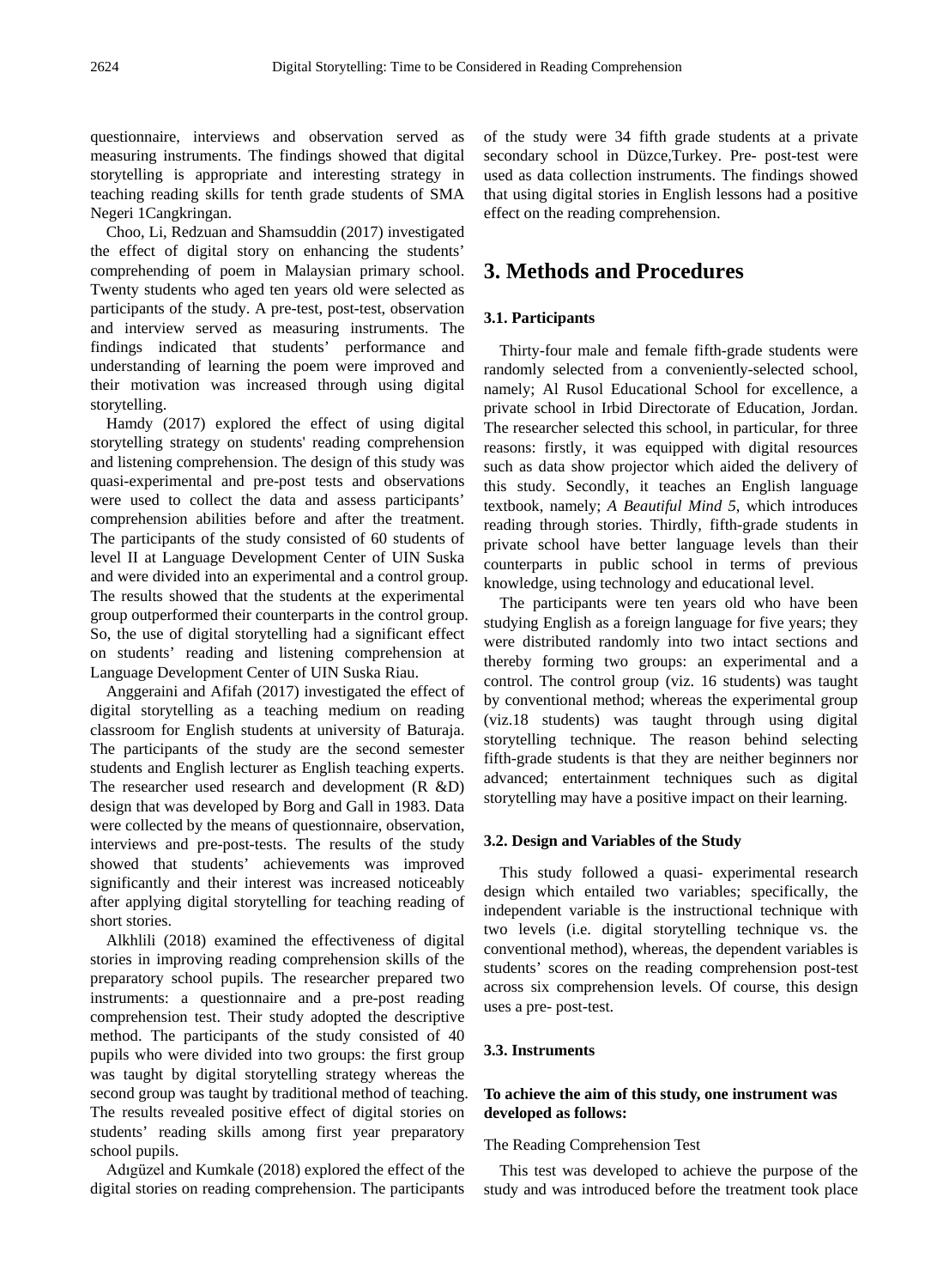questionnaire, interviews and observation served as measuring instruments. The findings showed that digital storytelling is appropriate and interesting strategy in teaching reading skills for tenth grade students of SMA Negeri 1Cangkringan.

Choo, Li, Redzuan and Shamsuddin (2017) investigated the effect of digital story on enhancing the students' comprehending of poem in Malaysian primary school. Twenty students who aged ten years old were selected as participants of the study. A pre-test, post-test, observation and interview served as measuring instruments. The findings indicated that students' performance and understanding of learning the poem were improved and their motivation was increased through using digital storytelling.

Hamdy (2017) explored the effect of using digital storytelling strategy on students' reading comprehension and listening comprehension. The design of this study was quasi-experimental and pre-post tests and observations were used to collect the data and assess participants' comprehension abilities before and after the treatment. The participants of the study consisted of 60 students of level II at Language Development Center of UIN Suska and were divided into an experimental and a control group. The results showed that the students at the experimental group outperformed their counterparts in the control group. So, the use of digital storytelling had a significant effect on students' reading and listening comprehension at Language Development Center of UIN Suska Riau.

Anggeraini and Afifah (2017) investigated the effect of digital storytelling as a teaching medium on reading classroom for English students at university of Baturaja. The participants of the study are the second semester students and English lecturer as English teaching experts. The researcher used research and development (R &D) design that was developed by Borg and Gall in 1983. Data were collected by the means of questionnaire, observation, interviews and pre-post-tests. The results of the study showed that students' achievements was improved significantly and their interest was increased noticeably after applying digital storytelling for teaching reading of short stories.

Alkhlili (2018) examined the effectiveness of digital stories in improving reading comprehension skills of the preparatory school pupils. The researcher prepared two instruments: a questionnaire and a pre-post reading comprehension test. Their study adopted the descriptive method. The participants of the study consisted of 40 pupils who were divided into two groups: the first group was taught by digital storytelling strategy whereas the second group was taught by traditional method of teaching. The results revealed positive effect of digital stories on students' reading skills among first year preparatory school pupils.

Adıgüzel and Kumkale (2018) explored the effect of the digital stories on reading comprehension. The participants of the study were 34 fifth grade students at a private secondary school in Düzce,Turkey. Pre- post-test were used as data collection instruments. The findings showed that using digital stories in English lessons had a positive effect on the reading comprehension.

## 3. Methods and Procedures

### 3.1. Participants

Thirty-four male and female fifth-grade students were randomly selected from a conveniently-selected school, namely; Al Rusol Educational School for excellence, a private school in Irbid Directorate of Education, Jordan. The researcher selected this school, in particular, for three reasons: firstly, it was equipped with digital resources such as data show projector which aided the delivery of this study. Secondly, it teaches an English language textbook, namely; *A Beautiful Mind 5*, which introduces reading through stories. Thirdly, fifth-grade students in private school have better language levels than their counterparts in public school in terms of previous knowledge, using technology and educational level.

The participants were ten years old who have been studying English as a foreign language for five years; they were distributed randomly into two intact sections and thereby forming two groups: an experimental and a control. The control group (viz. 16 students) was taught by conventional method; whereas the experimental group (viz.18 students) was taught through using digital storytelling technique. The reason behind selecting fifth-grade students is that they are neither beginners nor advanced; entertainment techniques such as digital storytelling may have a positive impact on their learning.

### 3.2. Design and Variables of the Study

This study followed a quasi- experimental research design which entailed two variables; specifically, the independent variable is the instructional technique with two levels (i.e. digital storytelling technique vs. the conventional method), whereas, the dependent variables is students' scores on the reading comprehension post-test across six comprehension levels. Of course, this design uses a pre- post-test.

### 3.3. Instruments

**To achieve the aim of this study, one instrument was developed as follows:**

The Reading Comprehension Test

This test was developed to achieve the purpose of the study and was introduced before the treatment took place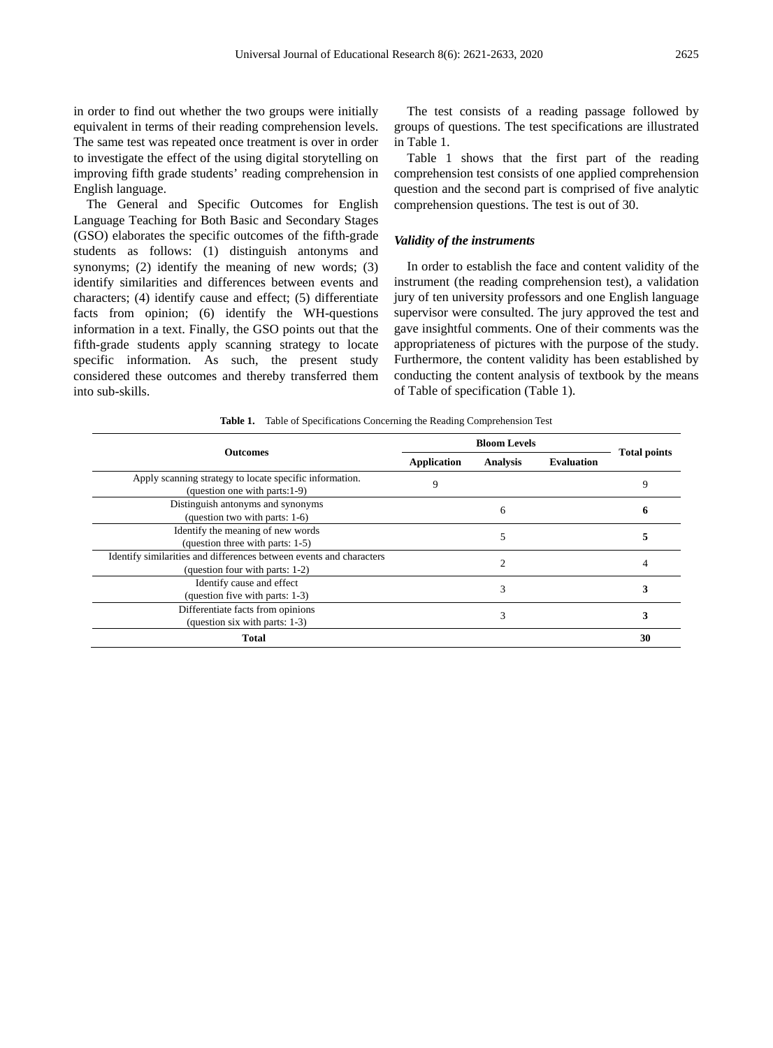in order to find out whether the two groups were initially equivalent in terms of their reading comprehension levels. The same test was repeated once treatment is over in order to investigate the effect of the using digital storytelling on improving fifth grade students' reading comprehension in English language.

The General and Specific Outcomes for English Language Teaching for Both Basic and Secondary Stages (GSO) elaborates the specific outcomes of the fifth-grade students as follows: (1) distinguish antonyms and synonyms; (2) identify the meaning of new words; (3) identify similarities and differences between events and characters; (4) identify cause and effect; (5) differentiate facts from opinion; (6) identify the WH-questions information in a text. Finally, the GSO points out that the fifth-grade students apply scanning strategy to locate specific information. As such, the present study considered these outcomes and thereby transferred them into sub-skills.

The test consists of a reading passage followed by groups of questions. The test specifications are illustrated in Table 1.

Table 1 shows that the first part of the reading comprehension test consists of one applied comprehension question and the second part is comprised of five analytic comprehension questions. The test is out of 30.

### *Validity of the instruments*

In order to establish the face and content validity of the instrument (the reading comprehension test), a validation jury of ten university professors and one English language supervisor were consulted. The jury approved the test and gave insightful comments. One of their comments was the appropriateness of pictures with the purpose of the study. Furthermore, the content validity has been established by conducting the content analysis of textbook by the means of Table of specification (Table 1).

**Table 1.** Table of Specifications Concerning the Reading Comprehension Test

| Outcomes | Bloom Levels | | | Total points |
|---|---|---|---|---|
| | Application | Analysis | Evaluation | |
| Apply scanning strategy to locate specific information. (question one with parts:1-9) | 9 | | | 9 |
| Distinguish antonyms and synonyms (question two with parts: 1-6) | | 6 | | **6** |
| Identify the meaning of new words (question three with parts: 1-5) | | 5 | | **5** |
| Identify similarities and differences between events and characters (question four with parts: 1-2) | | 2 | | 4 |
| Identify cause and effect (question five with parts: 1-3) | | 3 | | **3** |
| Differentiate facts from opinions (question six with parts: 1-3) | | 3 | | **3** |
| **Total** | | | | **30** |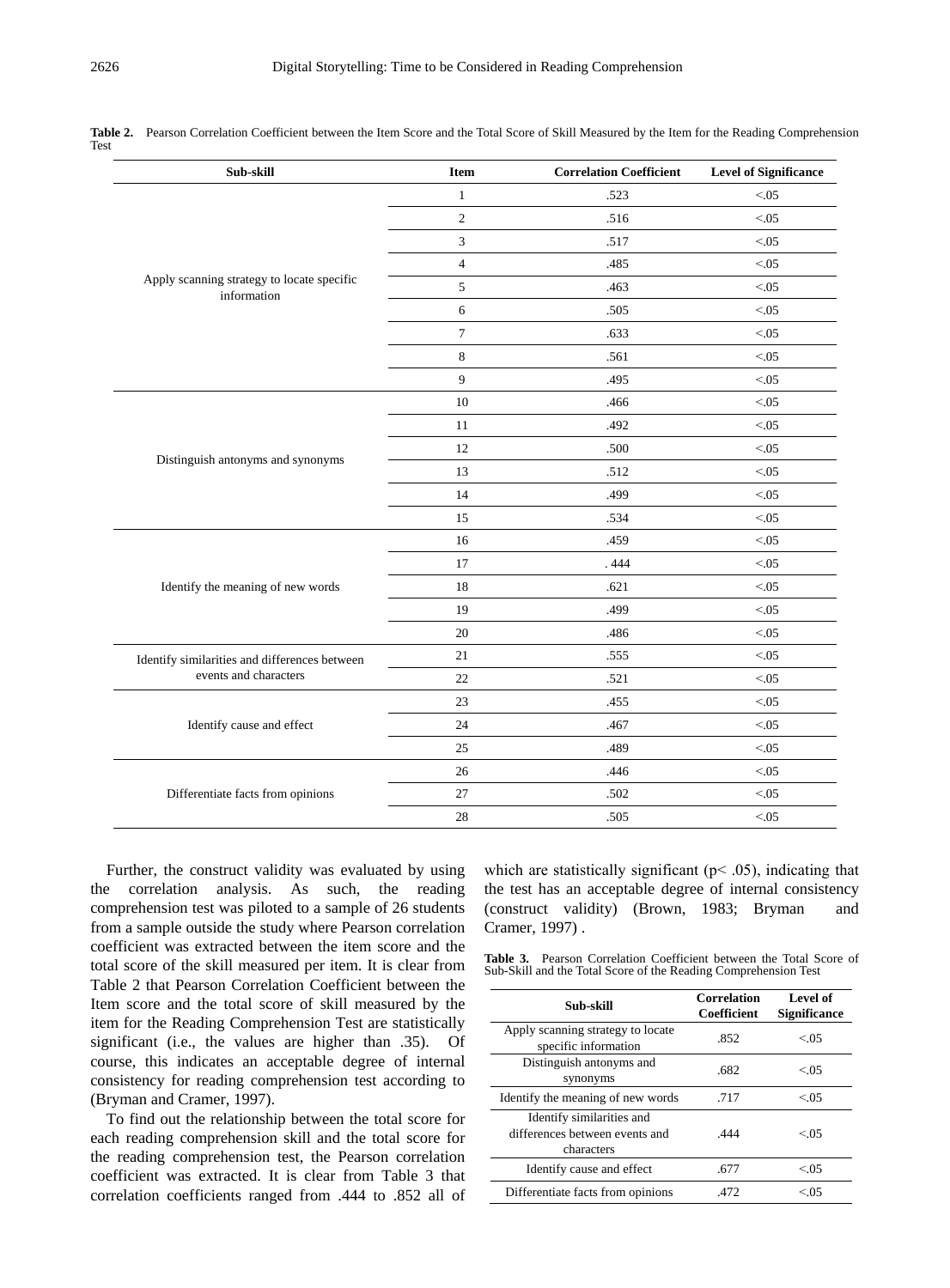**Table 2.** Pearson Correlation Coefficient between the Item Score and the Total Score of Skill Measured by the Item for the Reading Comprehension Test

| Sub-skill | Item | Correlation Coefficient | Level of Significance |
|---|---|---|---|
| Apply scanning strategy to locate specific information | 1 | .523 | <.05 |
| | 2 | .516 | <.05 |
| | 3 | .517 | <.05 |
| | 4 | .485 | <.05 |
| | 5 | .463 | <.05 |
| | 6 | .505 | <.05 |
| | 7 | .633 | <.05 |
| | 8 | .561 | <.05 |
| | 9 | .495 | <.05 |
| Distinguish antonyms and synonyms | 10 | .466 | <.05 |
| | 11 | .492 | <.05 |
| | 12 | .500 | <.05 |
| | 13 | .512 | <.05 |
| | 14 | .499 | <.05 |
| | 15 | .534 | <.05 |
| Identify the meaning of new words | 16 | .459 | <.05 |
| | 17 | . 444 | <.05 |
| | 18 | .621 | <.05 |
| | 19 | .499 | <.05 |
| | 20 | .486 | <.05 |
| Identify similarities and differences between events and characters | 21 | .555 | <.05 |
| | 22 | .521 | <.05 |
| Identify cause and effect | 23 | .455 | <.05 |
| | 24 | .467 | <.05 |
| | 25 | .489 | <.05 |
| Differentiate facts from opinions | 26 | .446 | <.05 |
| | 27 | .502 | <.05 |
| | 28 | .505 | <.05 |

Further, the construct validity was evaluated by using the correlation analysis. As such, the reading comprehension test was piloted to a sample of 26 students from a sample outside the study where Pearson correlation coefficient was extracted between the item score and the total score of the skill measured per item. It is clear from Table 2 that Pearson Correlation Coefficient between the Item score and the total score of skill measured by the item for the Reading Comprehension Test are statistically significant (i.e., the values are higher than .35). Of course, this indicates an acceptable degree of internal consistency for reading comprehension test according to (Bryman and Cramer, 1997).

To find out the relationship between the total score for each reading comprehension skill and the total score for the reading comprehension test, the Pearson correlation coefficient was extracted. It is clear from Table 3 that correlation coefficients ranged from .444 to .852 all of which are statistically significant ($p< .05$), indicating that the test has an acceptable degree of internal consistency (construct validity) (Brown, 1983; Bryman and Cramer, 1997) .

**Table 3.** Pearson Correlation Coefficient between the Total Score of Sub-Skill and the Total Score of the Reading Comprehension Test

| Sub-skill | Correlation Coefficient | Level of Significance |
|---|---|---|
| Apply scanning strategy to locate specific information | .852 | <.05 |
| Distinguish antonyms and synonyms | .682 | <.05 |
| Identify the meaning of new words | .717 | <.05 |
| Identify similarities and differences between events and characters | .444 | <.05 |
| Identify cause and effect | .677 | <.05 |
| Differentiate facts from opinions | .472 | <.05 |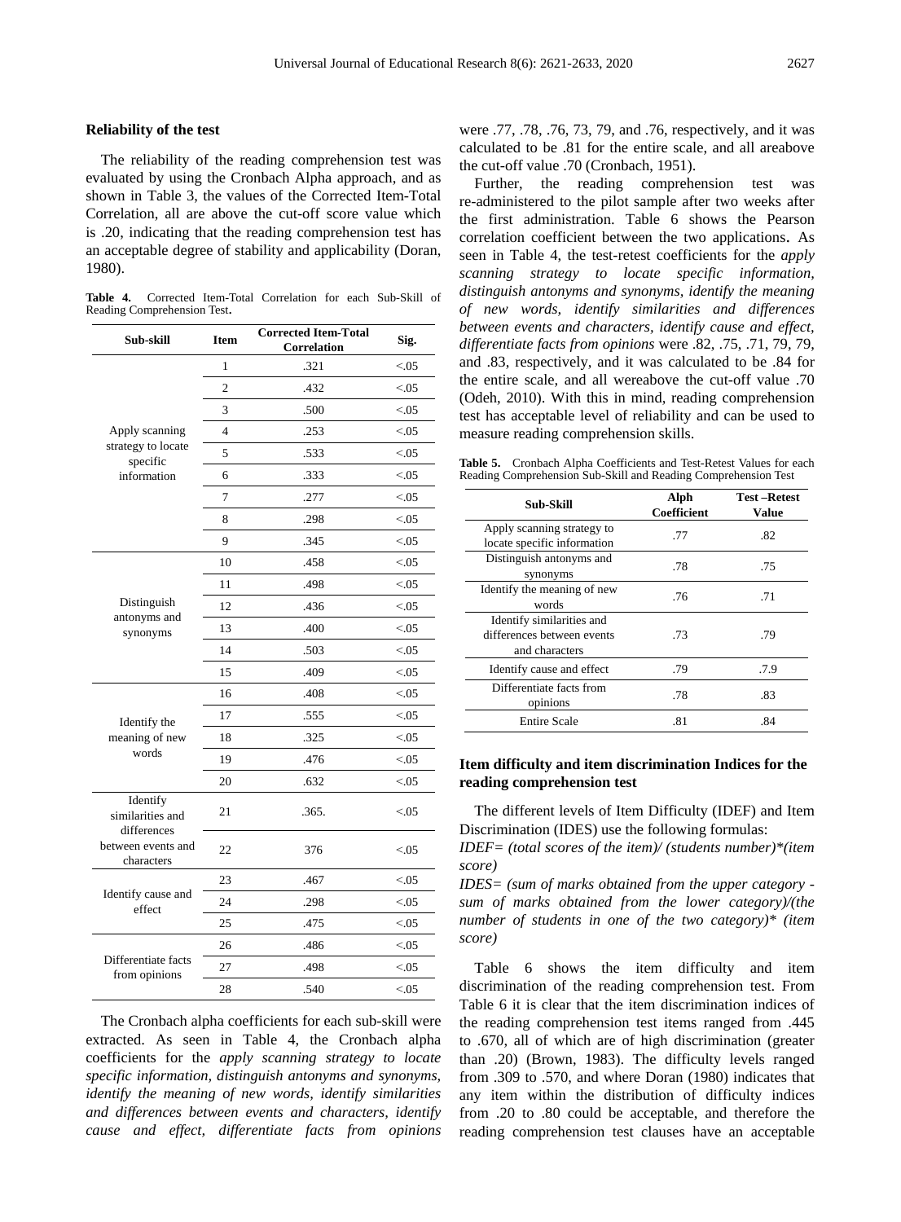### Reliability of the test

The reliability of the reading comprehension test was evaluated by using the Cronbach Alpha approach, and as shown in Table 3, the values of the Corrected Item-Total Correlation, all are above the cut-off score value which is .20, indicating that the reading comprehension test has an acceptable degree of stability and applicability (Doran, 1980).

**Table 4.** Corrected Item-Total Correlation for each Sub-Skill of Reading Comprehension Test.

| Sub-skill | Item | Corrected Item-Total Correlation | Sig. |
|---|---|---|---|
| Apply scanning strategy to locate specific information | 1 | .321 | <.05 |
| | 2 | .432 | <.05 |
| | 3 | .500 | <.05 |
| | 4 | .253 | <.05 |
| | 5 | .533 | <.05 |
| | 6 | .333 | <.05 |
| | 7 | .277 | <.05 |
| | 8 | .298 | <.05 |
| | 9 | .345 | <.05 |
| Distinguish antonyms and synonyms | 10 | .458 | <.05 |
| | 11 | .498 | <.05 |
| | 12 | .436 | <.05 |
| | 13 | .400 | <.05 |
| | 14 | .503 | <.05 |
| | 15 | .409 | <.05 |
| Identify the meaning of new words | 16 | .408 | <.05 |
| | 17 | .555 | <.05 |
| | 18 | .325 | <.05 |
| | 19 | .476 | <.05 |
| | 20 | .632 | <.05 |
| Identify similarities and differences between events and characters | 21 | .365. | <.05 |
| | 22 | 376 | <.05 |
| Identify cause and effect | 23 | .467 | <.05 |
| | 24 | .298 | <.05 |
| | 25 | .475 | <.05 |
| Differentiate facts from opinions | 26 | .486 | <.05 |
| | 27 | .498 | <.05 |
| | 28 | .540 | <.05 |

The Cronbach alpha coefficients for each sub-skill were extracted. As seen in Table 4, the Cronbach alpha coefficients for the *apply scanning strategy to locate specific information, distinguish antonyms and synonyms, identify the meaning of new words, identify similarities and differences between events and characters, identify cause and effect, differentiate facts from opinions* were .77, .78, .76, 73, 79, and .76, respectively, and it was calculated to be .81 for the entire scale, and all areabove the cut-off value .70 (Cronbach, 1951).

Further, the reading comprehension test was re-administered to the pilot sample after two weeks after the first administration. Table 6 shows the Pearson correlation coefficient between the two applications. As seen in Table 4, the test-retest coefficients for the *apply scanning strategy to locate specific information, distinguish antonyms and synonyms, identify the meaning of new words, identify similarities and differences between events and characters, identify cause and effect, differentiate facts from opinions* were .82, .75, .71, 79, 79, and .83, respectively, and it was calculated to be .84 for the entire scale, and all wereabove the cut-off value .70 (Odeh, 2010). With this in mind, reading comprehension test has acceptable level of reliability and can be used to measure reading comprehension skills.

**Table 5.** Cronbach Alpha Coefficients and Test-Retest Values for each Reading Comprehension Sub-Skill and Reading Comprehension Test

| Sub-Skill | Alph Coefficient | Test –Retest Value |
|---|---|---|
| Apply scanning strategy to locate specific information | .77 | .82 |
| Distinguish antonyms and synonyms | .78 | .75 |
| Identify the meaning of new words | .76 | .71 |
| Identify similarities and differences between events and characters | .73 | .79 |
| Identify cause and effect | .79 | .7.9 |
| Differentiate facts from opinions | .78 | .83 |
| Entire Scale | .81 | .84 |

### Item difficulty and item discrimination Indices for the reading comprehension test

The different levels of Item Difficulty (IDEF) and Item Discrimination (IDES) use the following formulas:

*IDEF= (total scores of the item)/ (students number)*(item score)*

*IDES= (sum of marks obtained from the upper category - sum of marks obtained from the lower category)/(the number of students in one of the two category)* (item score)*

Table 6 shows the item difficulty and item discrimination of the reading comprehension test. From Table 6 it is clear that the item discrimination indices of the reading comprehension test items ranged from .445 to .670, all of which are of high discrimination (greater than .20) (Brown, 1983). The difficulty levels ranged from .309 to .570, and where Doran (1980) indicates that any item within the distribution of difficulty indices from .20 to .80 could be acceptable, and therefore the reading comprehension test clauses have an acceptable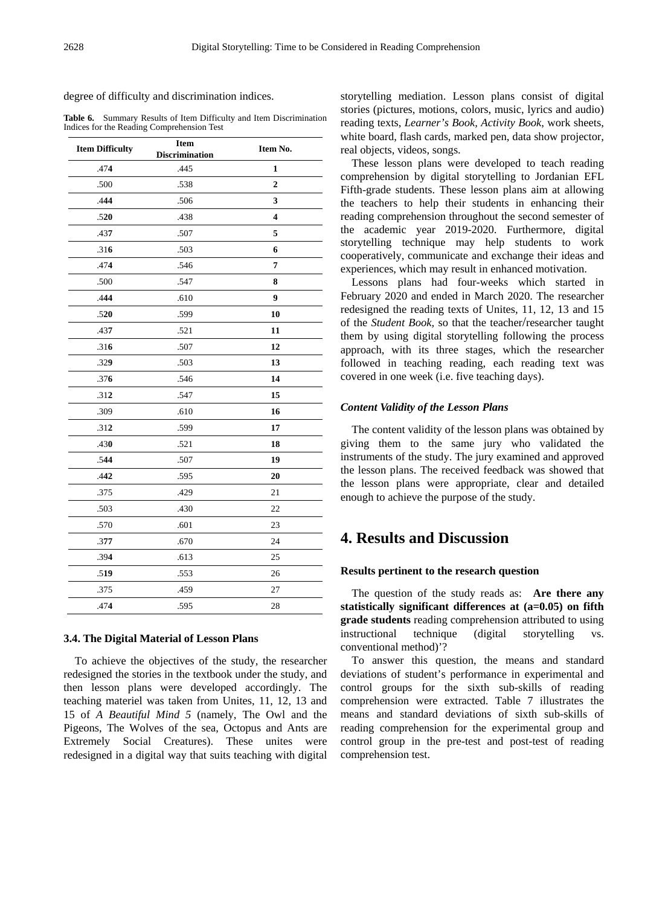degree of difficulty and discrimination indices.

**Table 6.** Summary Results of Item Difficulty and Item Discrimination Indices for the Reading Comprehension Test

| Item Difficulty | Item Discrimination | Item No. |
|---|---|---|
| .474 | .445 | 1 |
| .500 | .538 | 2 |
| .444 | .506 | 3 |
| .520 | .438 | 4 |
| .437 | .507 | 5 |
| .316 | .503 | 6 |
| .474 | .546 | 7 |
| .500 | .547 | 8 |
| .444 | .610 | 9 |
| .520 | .599 | 10 |
| .437 | .521 | 11 |
| .316 | .507 | 12 |
| .329 | .503 | 13 |
| .376 | .546 | 14 |
| .312 | .547 | 15 |
| .309 | .610 | 16 |
| .312 | .599 | 17 |
| .430 | .521 | 18 |
| .544 | .507 | 19 |
| .442 | .595 | 20 |
| .375 | .429 | 21 |
| .503 | .430 | 22 |
| .570 | .601 | 23 |
| .377 | .670 | 24 |
| .394 | .613 | 25 |
| .519 | .553 | 26 |
| .375 | .459 | 27 |
| .474 | .595 | 28 |

### 3.4. The Digital Material of Lesson Plans

To achieve the objectives of the study, the researcher redesigned the stories in the textbook under the study, and then lesson plans were developed accordingly. The teaching materiel was taken from Unites, 11, 12, 13 and 15 of *A Beautiful Mind 5* (namely, The Owl and the Pigeons, The Wolves of the sea, Octopus and Ants are Extremely Social Creatures). These unites were redesigned in a digital way that suits teaching with digital storytelling mediation. Lesson plans consist of digital stories (pictures, motions, colors, music, lyrics and audio) reading texts, *Learner's Book*, *Activity Book*, work sheets, white board, flash cards, marked pen, data show projector, real objects, videos, songs.

These lesson plans were developed to teach reading comprehension by digital storytelling to Jordanian EFL Fifth-grade students. These lesson plans aim at allowing the teachers to help their students in enhancing their reading comprehension throughout the second semester of the academic year 2019-2020. Furthermore, digital storytelling technique may help students to work cooperatively, communicate and exchange their ideas and experiences, which may result in enhanced motivation.

Lessons plans had four-weeks which started in February 2020 and ended in March 2020. The researcher redesigned the reading texts of Unites, 11, 12, 13 and 15 of the *Student Book*, so that the teacher/researcher taught them by using digital storytelling following the process approach, with its three stages, which the researcher followed in teaching reading, each reading text was covered in one week (i.e. five teaching days).

#### *Content Validity of the Lesson Plans*

The content validity of the lesson plans was obtained by giving them to the same jury who validated the instruments of the study. The jury examined and approved the lesson plans. The received feedback was showed that the lesson plans were appropriate, clear and detailed enough to achieve the purpose of the study.

## 4. Results and Discussion

#### Results pertinent to the research question

The question of the study reads as: **Are there any statistically significant differences at (a=0.05) on fifth grade students** reading comprehension attributed to using instructional technique (digital storytelling vs. conventional method)'?

To answer this question, the means and standard deviations of student's performance in experimental and control groups for the sixth sub-skills of reading comprehension were extracted. Table 7 illustrates the means and standard deviations of sixth sub-skills of reading comprehension for the experimental group and control group in the pre-test and post-test of reading comprehension test.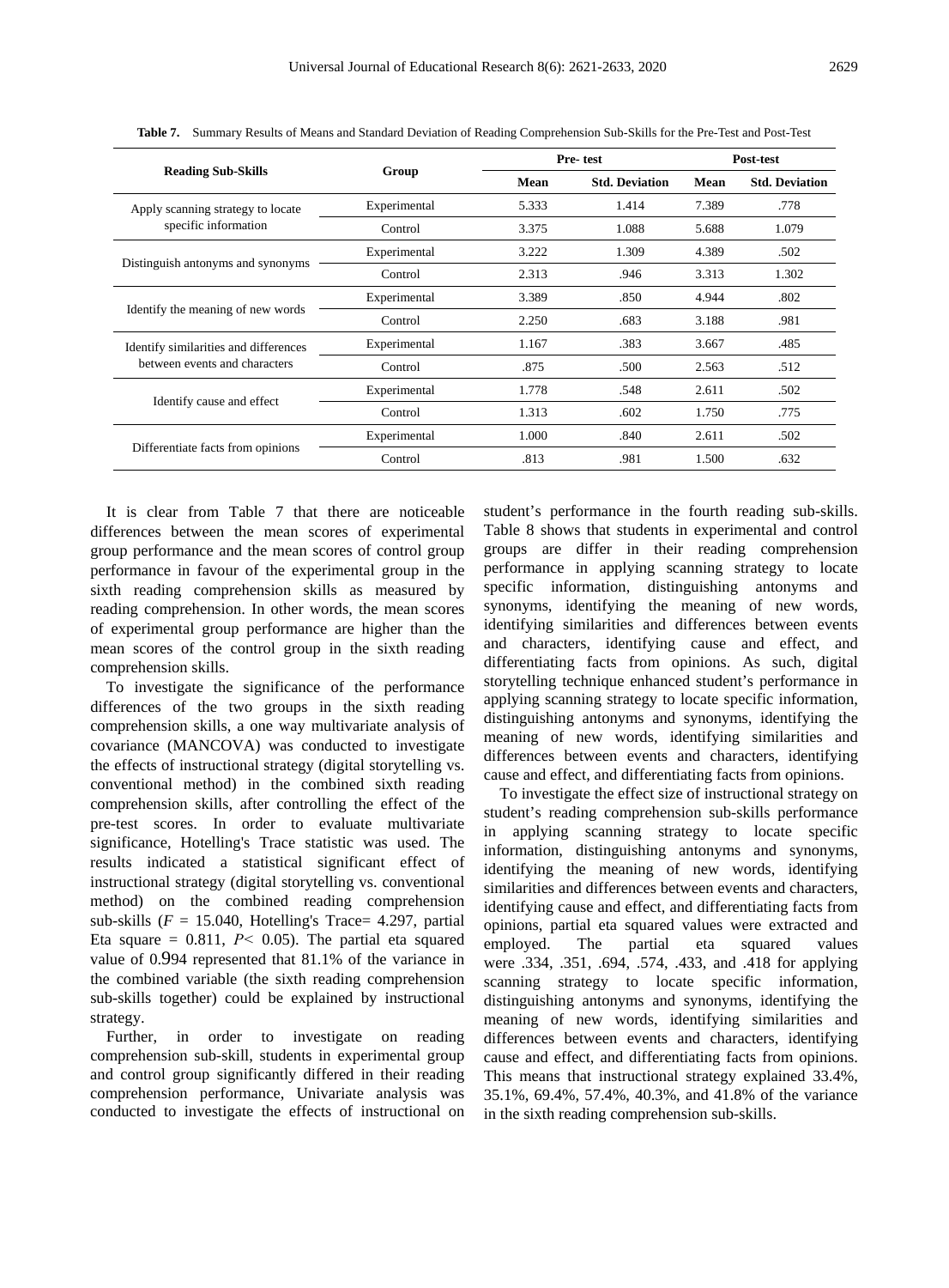**Table 7.** Summary Results of Means and Standard Deviation of Reading Comprehension Sub-Skills for the Pre-Test and Post-Test

| Reading Sub-Skills | Group | Pre- test | | Post-test | |
|---|---|---|---|---|---|
| | | Mean | Std. Deviation | Mean | Std. Deviation |
| Apply scanning strategy to locate specific information | Experimental | 5.333 | 1.414 | 7.389 | .778 |
| | Control | 3.375 | 1.088 | 5.688 | 1.079 |
| Distinguish antonyms and synonyms | Experimental | 3.222 | 1.309 | 4.389 | .502 |
| | Control | 2.313 | .946 | 3.313 | 1.302 |
| Identify the meaning of new words | Experimental | 3.389 | .850 | 4.944 | .802 |
| | Control | 2.250 | .683 | 3.188 | .981 |
| Identify similarities and differences between events and characters | Experimental | 1.167 | .383 | 3.667 | .485 |
| | Control | .875 | .500 | 2.563 | .512 |
| Identify cause and effect | Experimental | 1.778 | .548 | 2.611 | .502 |
| | Control | 1.313 | .602 | 1.750 | .775 |
| Differentiate facts from opinions | Experimental | 1.000 | .840 | 2.611 | .502 |
| | Control | .813 | .981 | 1.500 | .632 |

It is clear from Table 7 that there are noticeable differences between the mean scores of experimental group performance and the mean scores of control group performance in favour of the experimental group in the sixth reading comprehension skills as measured by reading comprehension. In other words, the mean scores of experimental group performance are higher than the mean scores of the control group in the sixth reading comprehension skills.

To investigate the significance of the performance differences of the two groups in the sixth reading comprehension skills, a one way multivariate analysis of covariance (MANCOVA) was conducted to investigate the effects of instructional strategy (digital storytelling vs. conventional method) in the combined sixth reading comprehension skills, after controlling the effect of the pre-test scores. In order to evaluate multivariate significance, Hotelling's Trace statistic was used. The results indicated a statistical significant effect of instructional strategy (digital storytelling vs. conventional method) on the combined reading comprehension sub-skills ($F$ = 15.040, Hotelling's Trace= 4.297, partial Eta square = 0.811, $P$< 0.05). The partial eta squared value of 0.994 represented that 81.1% of the variance in the combined variable (the sixth reading comprehension sub-skills together) could be explained by instructional strategy.

Further, in order to investigate on reading comprehension sub-skill, students in experimental group and control group significantly differed in their reading comprehension performance, Univariate analysis was conducted to investigate the effects of instructional on student's performance in the fourth reading sub-skills. Table 8 shows that students in experimental and control groups are differ in their reading comprehension performance in applying scanning strategy to locate specific information, distinguishing antonyms and synonyms, identifying the meaning of new words, identifying similarities and differences between events and characters, identifying cause and effect, and differentiating facts from opinions. As such, digital storytelling technique enhanced student's performance in applying scanning strategy to locate specific information, distinguishing antonyms and synonyms, identifying the meaning of new words, identifying similarities and differences between events and characters, identifying cause and effect, and differentiating facts from opinions.

To investigate the effect size of instructional strategy on student's reading comprehension sub-skills performance in applying scanning strategy to locate specific information, distinguishing antonyms and synonyms, identifying the meaning of new words, identifying similarities and differences between events and characters, identifying cause and effect, and differentiating facts from opinions, partial eta squared values were extracted and employed. The partial eta squared values were .334, .351, .694, .574, .433, and .418 for applying scanning strategy to locate specific information, distinguishing antonyms and synonyms, identifying the meaning of new words, identifying similarities and differences between events and characters, identifying cause and effect, and differentiating facts from opinions. This means that instructional strategy explained 33.4%, 35.1%, 69.4%, 57.4%, 40.3%, and 41.8% of the variance in the sixth reading comprehension sub-skills.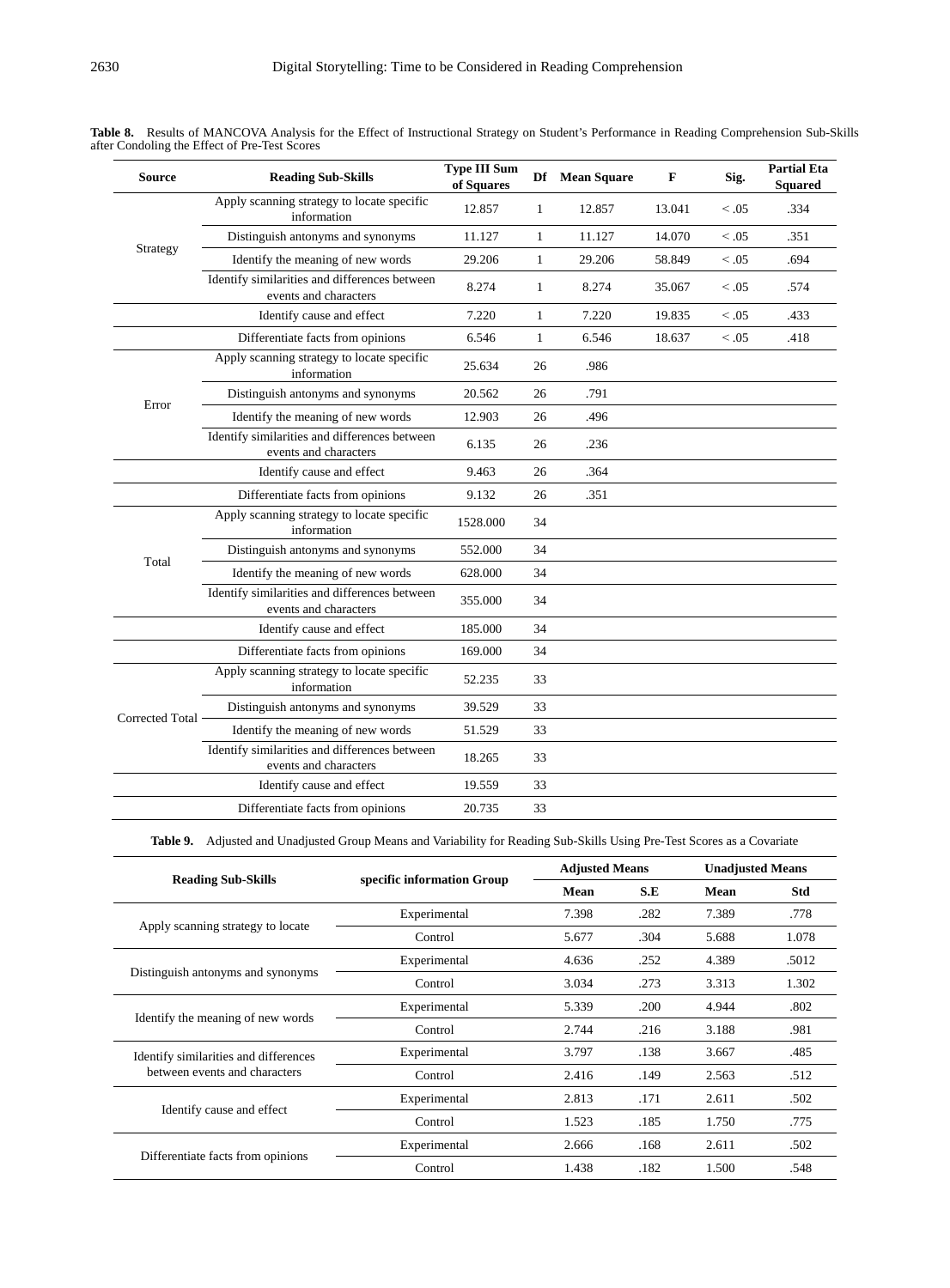**Table 8.** Results of MANCOVA Analysis for the Effect of Instructional Strategy on Student's Performance in Reading Comprehension Sub-Skills after Condoling the Effect of Pre-Test Scores

| Source | Reading Sub-Skills | Type III Sum of Squares | Df | Mean Square | F | Sig. | Partial Eta Squared |
|---|---|---|---|---|---|---|---|
| Strategy | Apply scanning strategy to locate specific information | 12.857 | 1 | 12.857 | 13.041 | < .05 | .334 |
| | Distinguish antonyms and synonyms | 11.127 | 1 | 11.127 | 14.070 | < .05 | .351 |
| | Identify the meaning of new words | 29.206 | 1 | 29.206 | 58.849 | < .05 | .694 |
| | Identify similarities and differences between events and characters | 8.274 | 1 | 8.274 | 35.067 | < .05 | .574 |
| | Identify cause and effect | 7.220 | 1 | 7.220 | 19.835 | < .05 | .433 |
| | Differentiate facts from opinions | 6.546 | 1 | 6.546 | 18.637 | < .05 | .418 |
| Error | Apply scanning strategy to locate specific information | 25.634 | 26 | .986 | | | |
| | Distinguish antonyms and synonyms | 20.562 | 26 | .791 | | | |
| | Identify the meaning of new words | 12.903 | 26 | .496 | | | |
| | Identify similarities and differences between events and characters | 6.135 | 26 | .236 | | | |
| | Identify cause and effect | 9.463 | 26 | .364 | | | |
| | Differentiate facts from opinions | 9.132 | 26 | .351 | | | |
| Total | Apply scanning strategy to locate specific information | 1528.000 | 34 | | | | |
| | Distinguish antonyms and synonyms | 552.000 | 34 | | | | |
| | Identify the meaning of new words | 628.000 | 34 | | | | |
| | Identify similarities and differences between events and characters | 355.000 | 34 | | | | |
| | Identify cause and effect | 185.000 | 34 | | | | |
| | Differentiate facts from opinions | 169.000 | 34 | | | | |
| Corrected Total | Apply scanning strategy to locate specific information | 52.235 | 33 | | | | |
| | Distinguish antonyms and synonyms | 39.529 | 33 | | | | |
| | Identify the meaning of new words | 51.529 | 33 | | | | |
| | Identify similarities and differences between events and characters | 18.265 | 33 | | | | |
| | Identify cause and effect | 19.559 | 33 | | | | |
| | Differentiate facts from opinions | 20.735 | 33 | | | | |

**Table 9.** Adjusted and Unadjusted Group Means and Variability for Reading Sub-Skills Using Pre-Test Scores as a Covariate

| Reading Sub-Skills | specific information Group | Adjusted Means | | Unadjusted Means | |
|---|---|---|---|---|---|
| | | Mean | S.E | Mean | Std |
| Apply scanning strategy to locate | Experimental | 7.398 | .282 | 7.389 | .778 |
| | Control | 5.677 | .304 | 5.688 | 1.078 |
| Distinguish antonyms and synonyms | Experimental | 4.636 | .252 | 4.389 | .5012 |
| | Control | 3.034 | .273 | 3.313 | 1.302 |
| Identify the meaning of new words | Experimental | 5.339 | .200 | 4.944 | .802 |
| | Control | 2.744 | .216 | 3.188 | .981 |
| Identify similarities and differences between events and characters | Experimental | 3.797 | .138 | 3.667 | .485 |
| | Control | 2.416 | .149 | 2.563 | .512 |
| Identify cause and effect | Experimental | 2.813 | .171 | 2.611 | .502 |
| | Control | 1.523 | .185 | 1.750 | .775 |
| Differentiate facts from opinions | Experimental | 2.666 | .168 | 2.611 | .502 |
| | Control | 1.438 | .182 | 1.500 | .548 |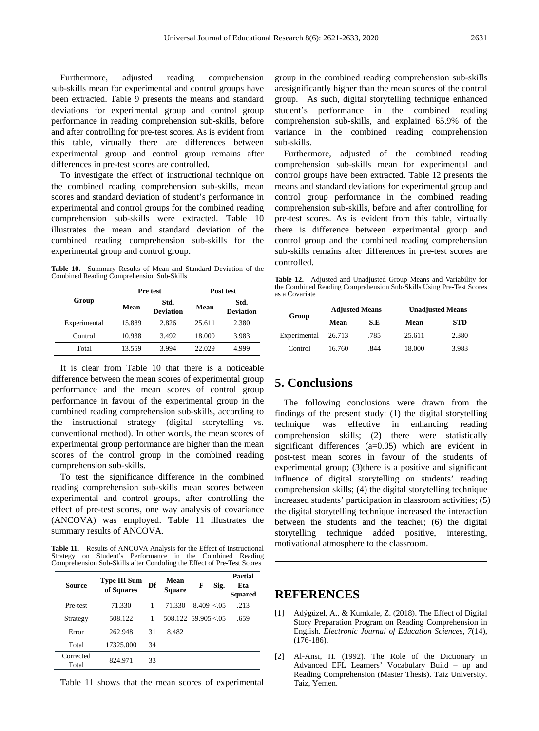Furthermore, adjusted reading comprehension sub-skills mean for experimental and control groups have been extracted. Table 9 presents the means and standard deviations for experimental group and control group performance in reading comprehension sub-skills, before and after controlling for pre-test scores. As is evident from this table, virtually there are differences between experimental group and control group remains after differences in pre-test scores are controlled.

To investigate the effect of instructional technique on the combined reading comprehension sub-skills, mean scores and standard deviation of student's performance in experimental and control groups for the combined reading comprehension sub-skills were extracted. Table 10 illustrates the mean and standard deviation of the combined reading comprehension sub-skills for the experimental group and control group.

**Table 10.** Summary Results of Mean and Standard Deviation of the Combined Reading Comprehension Sub-Skills

| Group | Pre test | | Post test | |
|---|---|---|---|---|
| | Mean | Std. Deviation | Mean | Std. Deviation |
| Experimental | 15.889 | 2.826 | 25.611 | 2.380 |
| Control | 10.938 | 3.492 | 18.000 | 3.983 |
| Total | 13.559 | 3.994 | 22.029 | 4.999 |

It is clear from Table 10 that there is a noticeable difference between the mean scores of experimental group performance and the mean scores of control group performance in favour of the experimental group in the combined reading comprehension sub-skills, according to the instructional strategy (digital storytelling vs. conventional method). In other words, the mean scores of experimental group performance are higher than the mean scores of the control group in the combined reading comprehension sub-skills.

To test the significance difference in the combined reading comprehension sub-skills mean scores between experimental and control groups, after controlling the effect of pre-test scores, one way analysis of covariance (ANCOVA) was employed. Table 11 illustrates the summary results of ANCOVA.

**Table 11**. Results of ANCOVA Analysis for the Effect of Instructional Strategy on Student's Performance in the Combined Reading Comprehension Sub-Skills after Condoling the Effect of Pre-Test Scores

| Source | Type III Sum of Squares | Df | Mean Square | F | Sig. | Partial Eta Squared |
|---|---|---|---|---|---|---|
| Pre-test | 71.330 | 1 | 71.330 | 8.409 | <.05 | .213 |
| Strategy | 508.122 | 1 | 508.122 | 59.905 | <.05 | .659 |
| Error | 262.948 | 31 | 8.482 | | | |
| Total | 17325.000 | 34 | | | | |
| Corrected Total | 824.971 | 33 | | | | |

Table 11 shows that the mean scores of experimental group in the combined reading comprehension sub-skills aresignificantly higher than the mean scores of the control group. As such, digital storytelling technique enhanced student's performance in the combined reading comprehension sub-skills, and explained 65.9% of the variance in the combined reading comprehension sub-skills.

Furthermore, adjusted of the combined reading comprehension sub-skills mean for experimental and control groups have been extracted. Table 12 presents the means and standard deviations for experimental group and control group performance in the combined reading comprehension sub-skills, before and after controlling for pre-test scores. As is evident from this table, virtually there is difference between experimental group and control group and the combined reading comprehension sub-skills remains after differences in pre-test scores are controlled.

**Table 12.** Adjusted and Unadjusted Group Means and Variability for the Combined Reading Comprehension Sub-Skills Using Pre-Test Scores as a Covariate

| Group | Adjusted Means | | Unadjusted Means | |
|---|---|---|---|---|
| | Mean | S.E | Mean | STD |
| Experimental | 26.713 | .785 | 25.611 | 2.380 |
| Control | 16.760 | .844 | 18.000 | 3.983 |

# 5. Conclusions

The following conclusions were drawn from the findings of the present study: (1) the digital storytelling technique was effective in enhancing reading comprehension skills; (2) there were statistically significant differences (a=0.05) which are evident in post-test mean scores in favour of the students of experimental group; (3)there is a positive and significant influence of digital storytelling on students' reading comprehension skills; (4) the digital storytelling technique increased students' participation in classroom activities; (5) the digital storytelling technique increased the interaction between the students and the teacher; (6) the digital storytelling technique added positive, interesting, motivational atmosphere to the classroom.

# REFERENCES

[1] Adýgüzel, A., & Kumkale, Z. (2018). The Effect of Digital Story Preparation Program on Reading Comprehension in English. *Electronic Journal of Education Sciences, 7*(14), (176-186).

[2] Al-Ansi, H. (1992). The Role of the Dictionary in Advanced EFL Learners' Vocabulary Build – up and Reading Comprehension (Master Thesis). Taiz University. Taiz, Yemen.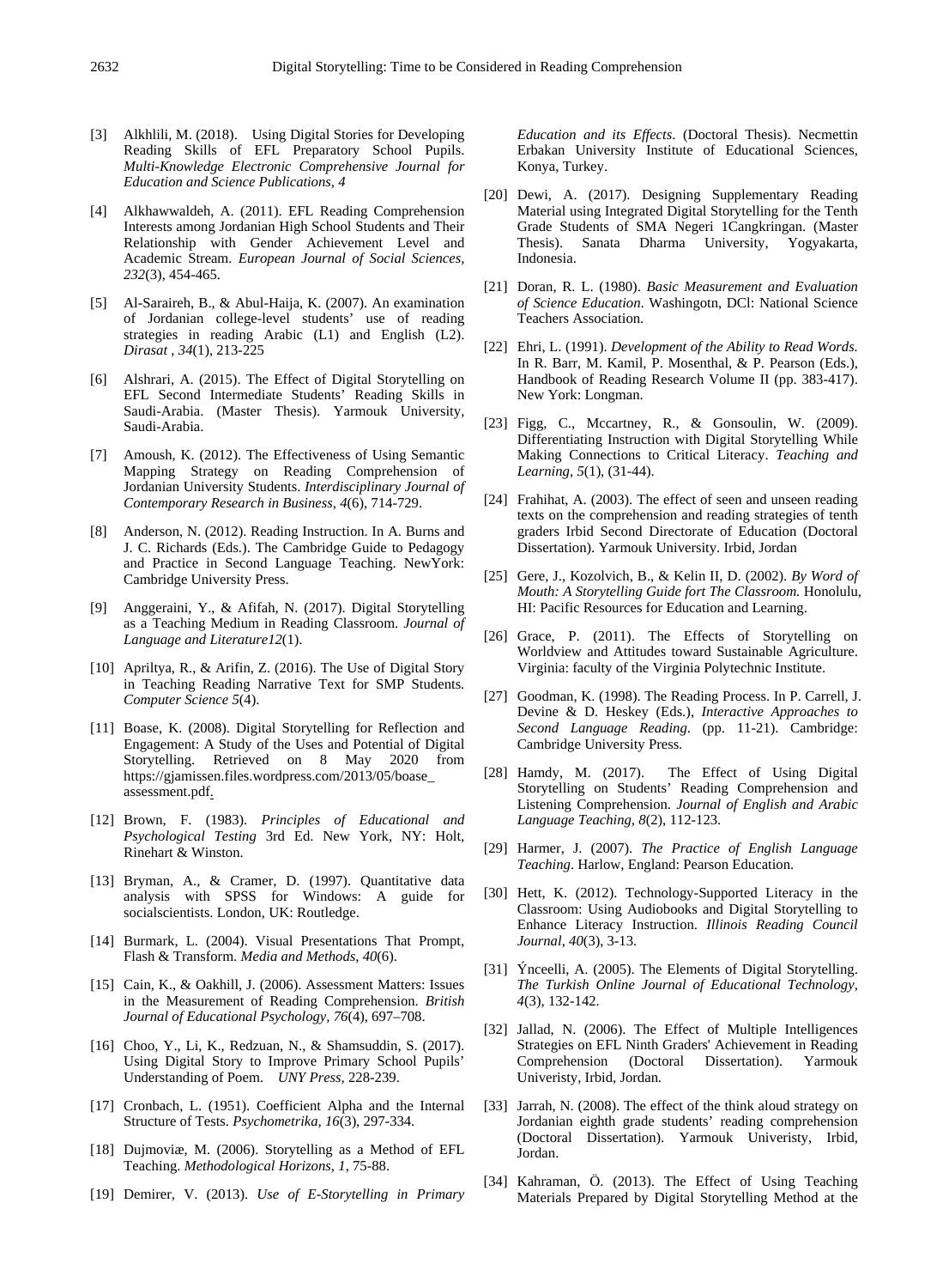[3] Alkhlili, M. (2018). Using Digital Stories for Developing Reading Skills of EFL Preparatory School Pupils. *Multi-Knowledge Electronic Comprehensive Journal for Education and Science Publications, 4*

[4] Alkhawwaldeh, A. (2011). EFL Reading Comprehension Interests among Jordanian High School Students and Their Relationship with Gender Achievement Level and Academic Stream. *European Journal of Social Sciences, 232*(3), 454-465.

[5] Al-Saraireh, B., & Abul-Haija, K. (2007). An examination of Jordanian college-level students' use of reading strategies in reading Arabic (L1) and English (L2). *Dirasat , 34*(1), 213-225

[6] Alshrari, A. (2015). The Effect of Digital Storytelling on EFL Second Intermediate Students' Reading Skills in Saudi-Arabia. (Master Thesis). Yarmouk University, Saudi-Arabia.

[7] Amoush, K. (2012). The Effectiveness of Using Semantic Mapping Strategy on Reading Comprehension of Jordanian University Students. *Interdisciplinary Journal of Contemporary Research in Business, 4*(6), 714-729.

[8] Anderson, N. (2012). Reading Instruction. In A. Burns and J. C. Richards (Eds.). The Cambridge Guide to Pedagogy and Practice in Second Language Teaching. NewYork: Cambridge University Press.

[9] Anggeraini, Y., & Afifah, N. (2017). Digital Storytelling as a Teaching Medium in Reading Classroom. *Journal of Language and Literature12*(1).

[10] Apriltya, R., & Arifin, Z. (2016). The Use of Digital Story in Teaching Reading Narrative Text for SMP Students. *Computer Science 5*(4).

[11] Boase, K. (2008). Digital Storytelling for Reflection and Engagement: A Study of the Uses and Potential of Digital Storytelling. Retrieved on 8 May 2020 from https://gjamissen.files.wordpress.com/2013/05/boase_ assessment.pdf.

[12] Brown, F. (1983). *Principles of Educational and Psychological Testing* 3rd Ed. New York, NY: Holt, Rinehart & Winston.

[13] Bryman, A., & Cramer, D. (1997). Quantitative data analysis with SPSS for Windows: A guide for socialscientists. London, UK: Routledge.

[14] Burmark, L. (2004). Visual Presentations That Prompt, Flash & Transform. *Media and Methods*, *40*(6).

[15] Cain, K., & Oakhill, J. (2006). Assessment Matters: Issues in the Measurement of Reading Comprehension. *British Journal of Educational Psychology, 76*(4), 697–708.

[16] Choo, Y., Li, K., Redzuan, N., & Shamsuddin, S. (2017). Using Digital Story to Improve Primary School Pupils' Understanding of Poem. *UNY Press,* 228-239.

[17] Cronbach, L. (1951). Coefficient Alpha and the Internal Structure of Tests. *Psychometrika, 16*(3), 297-334.

[18] Dujmoviæ, M. (2006). Storytelling as a Method of EFL Teaching. *Methodological Horizons, 1,* 75-88.

[19] Demirer, V. (2013). *Use of E-Storytelling in Primary Education and its Effects*. (Doctoral Thesis). Necmettin Erbakan University Institute of Educational Sciences, Konya, Turkey.

[20] Dewi, A. (2017). Designing Supplementary Reading Material using Integrated Digital Storytelling for the Tenth Grade Students of SMA Negeri 1Cangkringan. (Master Thesis). Sanata Dharma University, Yogyakarta, Indonesia.

[21] Doran, R. L. (1980). *Basic Measurement and Evaluation of Science Education*. Washingotn, DCl: National Science Teachers Association.

[22] Ehri, L. (1991). *Development of the Ability to Read Words.* In R. Barr, M. Kamil, P. Mosenthal, & P. Pearson (Eds.), Handbook of Reading Research Volume II (pp. 383-417). New York: Longman.

[23] Figg, C., Mccartney, R., & Gonsoulin, W. (2009). Differentiating Instruction with Digital Storytelling While Making Connections to Critical Literacy. *Teaching and Learning, 5*(1), (31-44).

[24] Frahihat, A. (2003). The effect of seen and unseen reading texts on the comprehension and reading strategies of tenth graders Irbid Second Directorate of Education (Doctoral Dissertation). Yarmouk University. Irbid, Jordan

[25] Gere, J., Kozolvich, B., & Kelin II, D. (2002). *By Word of Mouth: A Storytelling Guide fort The Classroom.* Honolulu, HI: Pacific Resources for Education and Learning.

[26] Grace, P. (2011). The Effects of Storytelling on Worldview and Attitudes toward Sustainable Agriculture. Virginia: faculty of the Virginia Polytechnic Institute.

[27] Goodman, K. (1998). The Reading Process. In P. Carrell, J. Devine & D. Heskey (Eds.), *Interactive Approaches to Second Language Reading*. (pp. 11-21). Cambridge: Cambridge University Press.

[28] Hamdy, M. (2017). The Effect of Using Digital Storytelling on Students' Reading Comprehension and Listening Comprehension. *Journal of English and Arabic Language Teaching, 8*(2), 112-123.

[29] Harmer, J. (2007). *The Practice of English Language Teaching*. Harlow, England: Pearson Education.

[30] Hett, K. (2012). Technology-Supported Literacy in the Classroom: Using Audiobooks and Digital Storytelling to Enhance Literacy Instruction. *Illinois Reading Council Journal*, *40*(3), 3-13.

[31] Ýnceelli, A. (2005). The Elements of Digital Storytelling. *The Turkish Online Journal of Educational Technology, 4*(3), 132-142.

[32] Jallad, N. (2006). The Effect of Multiple Intelligences Strategies on EFL Ninth Graders' Achievement in Reading Comprehension (Doctoral Dissertation). Yarmouk Univeristy, Irbid, Jordan.

[33] Jarrah, N. (2008). The effect of the think aloud strategy on Jordanian eighth grade students' reading comprehension (Doctoral Dissertation). Yarmouk Univeristy, Irbid, Jordan.

[34] Kahraman, Ö. (2013). The Effect of Using Teaching Materials Prepared by Digital Storytelling Method at the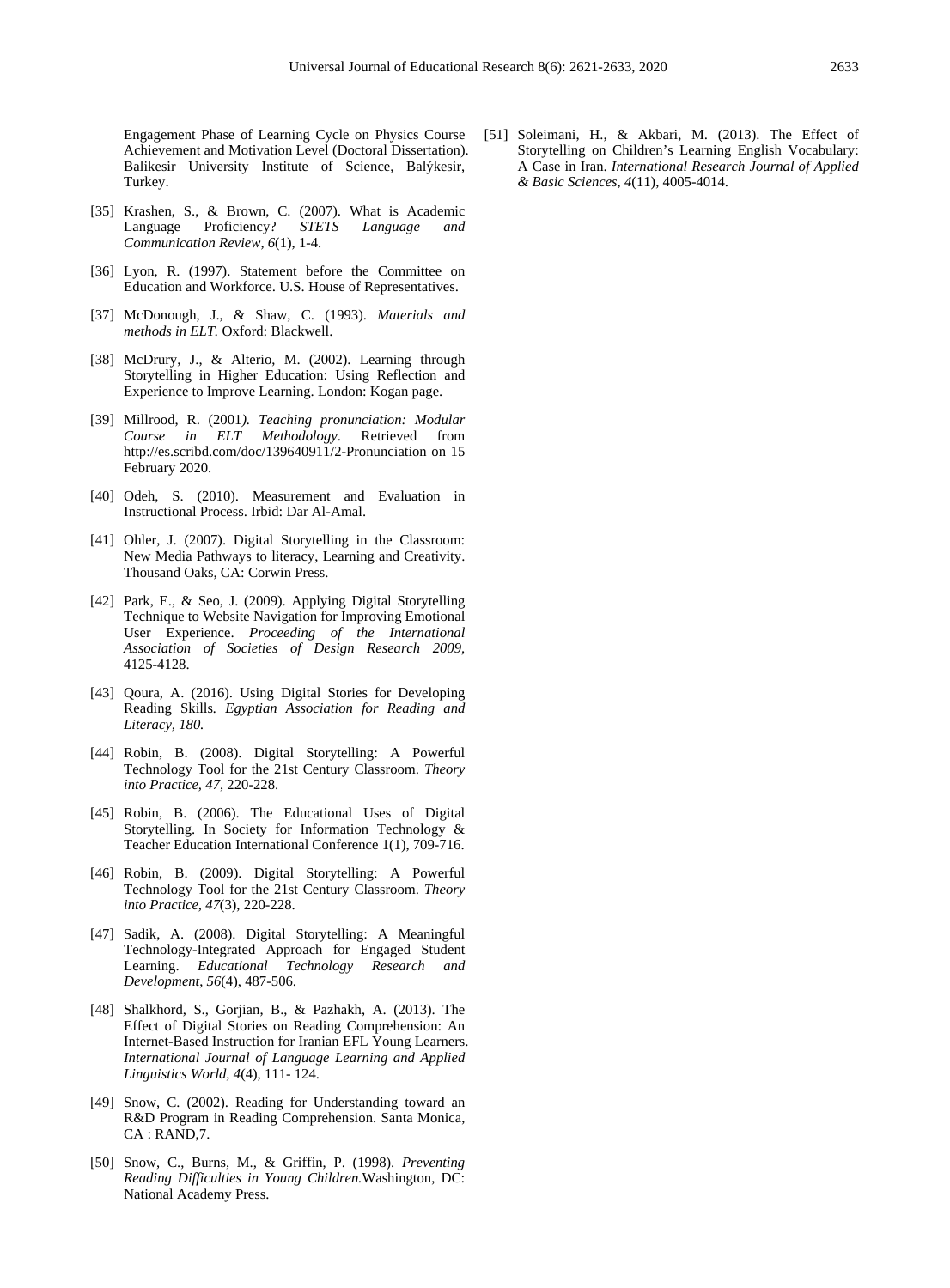Engagement Phase of Learning Cycle on Physics Course Achievement and Motivation Level (Doctoral Dissertation). Balikesir University Institute of Science, Balýkesir, Turkey.

[35] Krashen, S., & Brown, C. (2007). What is Academic Language Proficiency? *STETS Language and Communication Review, 6*(1), 1-4.

[36] Lyon, R. (1997). Statement before the Committee on Education and Workforce. U.S. House of Representatives.

[37] McDonough, J., & Shaw, C. (1993). *Materials and methods in ELT.* Oxford: Blackwell.

[38] McDrury, J., & Alterio, M. (2002). Learning through Storytelling in Higher Education: Using Reflection and Experience to Improve Learning. London: Kogan page.

[39] Millrood, R. (2001*). Teaching pronunciation: Modular Course in ELT Methodology*. Retrieved from http://es.scribd.com/doc/139640911/2-Pronunciation on 15 February 2020.

[40] Odeh, S. (2010). Measurement and Evaluation in Instructional Process. Irbid: Dar Al-Amal.

[41] Ohler, J. (2007). Digital Storytelling in the Classroom: New Media Pathways to literacy, Learning and Creativity. Thousand Oaks, CA: Corwin Press.

[42] Park, E., & Seo, J. (2009). Applying Digital Storytelling Technique to Website Navigation for Improving Emotional User Experience. *Proceeding of the International Association of Societies of Design Research 2009*, 4125-4128.

[43] Qoura, A. (2016). Using Digital Stories for Developing Reading Skills*. Egyptian Association for Reading and Literacy, 180.*

[44] Robin, B. (2008). Digital Storytelling: A Powerful Technology Tool for the 21st Century Classroom. *Theory into Practice, 47*, 220-228.

[45] Robin, B. (2006). The Educational Uses of Digital Storytelling. In Society for Information Technology & Teacher Education International Conference 1(1), 709-716.

[46] Robin, B. (2009). Digital Storytelling: A Powerful Technology Tool for the 21st Century Classroom. *Theory into Practice, 47*(3), 220-228.

[47] Sadik, A. (2008). Digital Storytelling: A Meaningful Technology-Integrated Approach for Engaged Student Learning. *Educational Technology Research and Development*, *56*(4), 487-506.

[48] Shalkhord, S., Gorjian, B., & Pazhakh, A. (2013). The Effect of Digital Stories on Reading Comprehension: An Internet-Based Instruction for Iranian EFL Young Learners. *International Journal of Language Learning and Applied Linguistics World, 4*(4), 111- 124.

[49] Snow, C. (2002). Reading for Understanding toward an R&D Program in Reading Comprehension. Santa Monica, CA : RAND,7.

[50] Snow, C., Burns, M., & Griffin, P. (1998). *Preventing Reading Difficulties in Young Children.*Washington, DC: National Academy Press.

[51] Soleimani, H., & Akbari, M. (2013). The Effect of Storytelling on Children's Learning English Vocabulary: A Case in Iran. *International Research Journal of Applied & Basic Sciences*, *4*(11), 4005-4014.